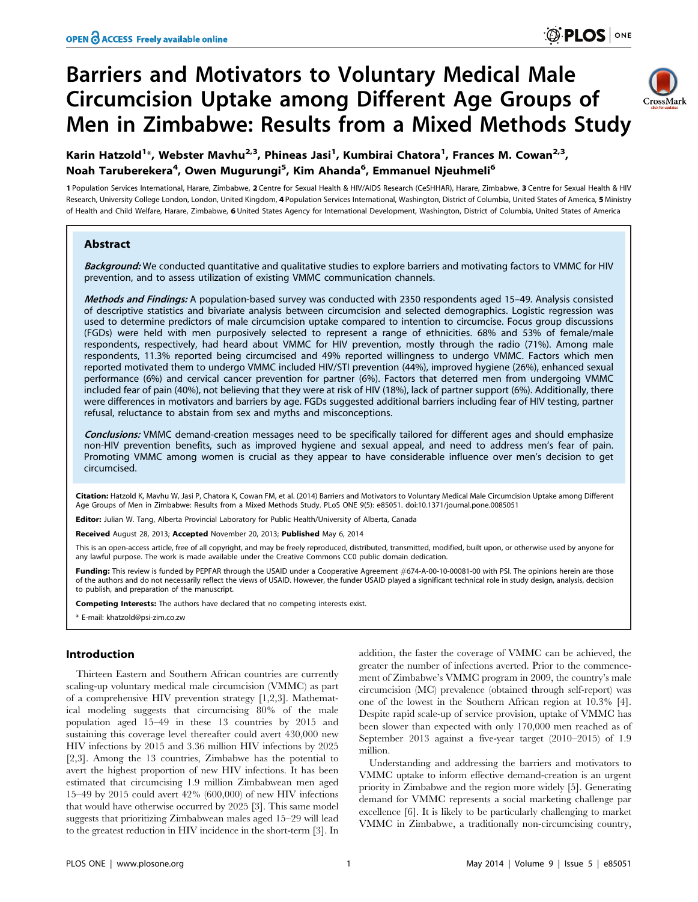# Barriers and Motivators to Voluntary Medical Male Circumcision Uptake among Different Age Groups of Men in Zimbabwe: Results from a Mixed Methods Study

**Karin Hatzold[1]\*, Webster Mavhu[2,3], Phineas Jasi[1], Kumbirai Chatora[1], Frances M. Cowan[2,3], Noah Taruberekera[4], Owen Mugurungi[5], Kim Ahanda[6], Emmanuel Njeuhmeli[6]**

1 Population Services International, Harare, Zimbabwe, 2 Centre for Sexual Health & HIV/AIDS Research (CeSHHAR), Harare, Zimbabwe, 3 Centre for Sexual Health & HIV Research, University College London, London, United Kingdom, 4 Population Services International, Washington, District of Columbia, United States of America, 5 Ministry of Health and Child Welfare, Harare, Zimbabwe, 6 United States Agency for International Development, Washington, District of Columbia, United States of America

## Abstract

***Background:*** We conducted quantitative and qualitative studies to explore barriers and motivating factors to VMMC for HIV prevention, and to assess utilization of existing VMMC communication channels.

***Methods and Findings:*** A population-based survey was conducted with 2350 respondents aged 15–49. Analysis consisted of descriptive statistics and bivariate analysis between circumcision and selected demographics. Logistic regression was used to determine predictors of male circumcision uptake compared to intention to circumcise. Focus group discussions (FGDs) were held with men purposively selected to represent a range of ethnicities. 68% and 53% of female/male respondents, respectively, had heard about VMMC for HIV prevention, mostly through the radio (71%). Among male respondents, 11.3% reported being circumcised and 49% reported willingness to undergo VMMC. Factors which men reported motivated them to undergo VMMC included HIV/STI prevention (44%), improved hygiene (26%), enhanced sexual performance (6%) and cervical cancer prevention for partner (6%). Factors that deterred men from undergoing VMMC included fear of pain (40%), not believing that they were at risk of HIV (18%), lack of partner support (6%). Additionally, there were differences in motivators and barriers by age. FGDs suggested additional barriers including fear of HIV testing, partner refusal, reluctance to abstain from sex and myths and misconceptions.

***Conclusions:*** VMMC demand-creation messages need to be specifically tailored for different ages and should emphasize non-HIV prevention benefits, such as improved hygiene and sexual appeal, and need to address men's fear of pain. Promoting VMMC among women is crucial as they appear to have considerable influence over men's decision to get circumcised.

**Citation:** Hatzold K, Mavhu W, Jasi P, Chatora K, Cowan FM, et al. (2014) Barriers and Motivators to Voluntary Medical Male Circumcision Uptake among Different Age Groups of Men in Zimbabwe: Results from a Mixed Methods Study. PLoS ONE 9(5): e85051. doi:10.1371/journal.pone.0085051

**Editor:** Julian W. Tang, Alberta Provincial Laboratory for Public Health/University of Alberta, Canada

**Received** August 28, 2013; **Accepted** November 20, 2013; **Published** May 6, 2014

This is an open-access article, free of all copyright, and may be freely reproduced, distributed, transmitted, modified, built upon, or otherwise used by anyone for any lawful purpose. The work is made available under the Creative Commons CC0 public domain dedication.

**Funding:** This review is funded by PEPFAR through the USAID under a Cooperative Agreement #674-A-00-10-00081-00 with PSI. The opinions herein are those of the authors and do not necessarily reflect the views of USAID. However, the funder USAID played a significant technical role in study design, analysis, decision to publish, and preparation of the manuscript.

**Competing Interests:** The authors have declared that no competing interests exist.

\* E-mail: khatzold@psi-zim.co.zw

## Introduction

Thirteen Eastern and Southern African countries are currently scaling-up voluntary medical male circumcision (VMMC) as part of a comprehensive HIV prevention strategy [1,2,3]. Mathematical modeling suggests that circumcising 80% of the male population aged 15–49 in these 13 countries by 2015 and sustaining this coverage level thereafter could avert 430,000 new HIV infections by 2015 and 3.36 million HIV infections by 2025 [2,3]. Among the 13 countries, Zimbabwe has the potential to avert the highest proportion of new HIV infections. It has been estimated that circumcising 1.9 million Zimbabwean men aged 15–49 by 2015 could avert 42% (600,000) of new HIV infections that would have otherwise occurred by 2025 [3]. This same model suggests that prioritizing Zimbabwean males aged 15–29 will lead to the greatest reduction in HIV incidence in the short-term [3]. In addition, the faster the coverage of VMMC can be achieved, the greater the number of infections averted. Prior to the commencement of Zimbabwe's VMMC program in 2009, the country's male circumcision (MC) prevalence (obtained through self-report) was one of the lowest in the Southern African region at 10.3% [4]. Despite rapid scale-up of service provision, uptake of VMMC has been slower than expected with only 170,000 men reached as of September 2013 against a five-year target (2010–2015) of 1.9 million.

Understanding and addressing the barriers and motivators to VMMC uptake to inform effective demand-creation is an urgent priority in Zimbabwe and the region more widely [5]. Generating demand for VMMC represents a social marketing challenge par excellence [6]. It is likely to be particularly challenging to market VMMC in Zimbabwe, a traditionally non-circumcising country,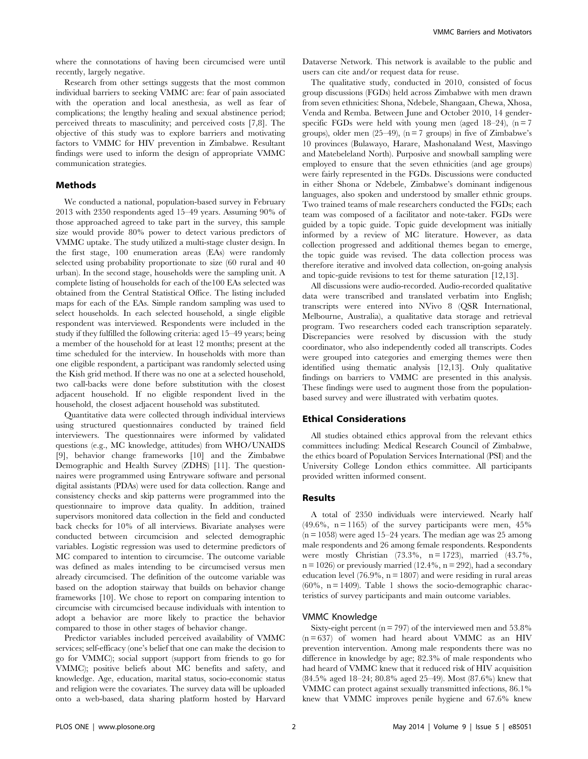where the connotations of having been circumcised were until recently, largely negative.

Research from other settings suggests that the most common individual barriers to seeking VMMC are: fear of pain associated with the operation and local anesthesia, as well as fear of complications; the lengthy healing and sexual abstinence period; perceived threats to masculinity; and perceived costs [7,8]. The objective of this study was to explore barriers and motivating factors to VMMC for HIV prevention in Zimbabwe. Resultant findings were used to inform the design of appropriate VMMC communication strategies.

## Methods

We conducted a national, population-based survey in February 2013 with 2350 respondents aged 15–49 years. Assuming 90% of those approached agreed to take part in the survey, this sample size would provide 80% power to detect various predictors of VMMC uptake. The study utilized a multi-stage cluster design. In the first stage, 100 enumeration areas (EAs) were randomly selected using probability proportionate to size (60 rural and 40 urban). In the second stage, households were the sampling unit. A complete listing of households for each of the100 EAs selected was obtained from the Central Statistical Office. The listing included maps for each of the EAs. Simple random sampling was used to select households. In each selected household, a single eligible respondent was interviewed. Respondents were included in the study if they fulfilled the following criteria: aged 15–49 years; being a member of the household for at least 12 months; present at the time scheduled for the interview. In households with more than one eligible respondent, a participant was randomly selected using the Kish grid method. If there was no one at a selected household, two call-backs were done before substitution with the closest adjacent household. If no eligible respondent lived in the household, the closest adjacent household was substituted.

Quantitative data were collected through individual interviews using structured questionnaires conducted by trained field interviewers. The questionnaires were informed by validated questions (e.g., MC knowledge, attitudes) from WHO/UNAIDS [9], behavior change frameworks [10] and the Zimbabwe Demographic and Health Survey (ZDHS) [11]. The questionnaires were programmed using Entryware software and personal digital assistants (PDAs) were used for data collection. Range and consistency checks and skip patterns were programmed into the questionnaire to improve data quality. In addition, trained supervisors monitored data collection in the field and conducted back checks for 10% of all interviews. Bivariate analyses were conducted between circumcision and selected demographic variables. Logistic regression was used to determine predictors of MC compared to intention to circumcise. The outcome variable was defined as males intending to be circumcised versus men already circumcised. The definition of the outcome variable was based on the adoption stairway that builds on behavior change frameworks [10]. We chose to report on comparing intention to circumcise with circumcised because individuals with intention to adopt a behavior are more likely to practice the behavior compared to those in other stages of behavior change.

Predictor variables included perceived availability of VMMC services; self-efficacy (one's belief that one can make the decision to go for VMMC); social support (support from friends to go for VMMC); positive beliefs about MC benefits and safety, and knowledge. Age, education, marital status, socio-economic status and religion were the covariates. The survey data will be uploaded onto a web-based, data sharing platform hosted by Harvard Dataverse Network. This network is available to the public and users can cite and/or request data for reuse.

The qualitative study, conducted in 2010, consisted of focus group discussions (FGDs) held across Zimbabwe with men drawn from seven ethnicities: Shona, Ndebele, Shangaan, Chewa, Xhosa, Venda and Remba. Between June and October 2010, 14 gender-specific FGDs were held with young men (aged 18–24), (n = 7 groups), older men (25–49), (n = 7 groups) in five of Zimbabwe's 10 provinces (Bulawayo, Harare, Mashonaland West, Masvingo and Matebeleland North). Purposive and snowball sampling were employed to ensure that the seven ethnicities (and age groups) were fairly represented in the FGDs. Discussions were conducted in either Shona or Ndebele, Zimbabwe's dominant indigenous languages, also spoken and understood by smaller ethnic groups. Two trained teams of male researchers conducted the FGDs; each team was composed of a facilitator and note-taker. FGDs were guided by a topic guide. Topic guide development was initially informed by a review of MC literature. However, as data collection progressed and additional themes began to emerge, the topic guide was revised. The data collection process was therefore iterative and involved data collection, on-going analysis and topic-guide revisions to test for theme saturation [12,13].

All discussions were audio-recorded. Audio-recorded qualitative data were transcribed and translated verbatim into English; transcripts were entered into NVivo 8 (QSR International, Melbourne, Australia), a qualitative data storage and retrieval program. Two researchers coded each transcription separately. Discrepancies were resolved by discussion with the study coordinator, who also independently coded all transcripts. Codes were grouped into categories and emerging themes were then identified using thematic analysis [12,13]. Only qualitative findings on barriers to VMMC are presented in this analysis. These findings were used to augment those from the population-based survey and were illustrated with verbatim quotes.

## Ethical Considerations

All studies obtained ethics approval from the relevant ethics committees including: Medical Research Council of Zimbabwe, the ethics board of Population Services International (PSI) and the University College London ethics committee. All participants provided written informed consent.

## Results

A total of 2350 individuals were interviewed. Nearly half (49.6%, n = 1165) of the survey participants were men, 45% (n = 1058) were aged 15–24 years. The median age was 25 among male respondents and 26 among female respondents. Respondents were mostly Christian (73.3%, n = 1723), married (43.7%, n = 1026) or previously married (12.4%, n = 292), had a secondary education level (76.9%, n = 1807) and were residing in rural areas (60%, n = 1409). Table 1 shows the socio-demographic characteristics of survey participants and main outcome variables.

### VMMC Knowledge

Sixty-eight percent (n = 797) of the interviewed men and 53.8% (n = 637) of women had heard about VMMC as an HIV prevention intervention. Among male respondents there was no difference in knowledge by age; 82.3% of male respondents who had heard of VMMC knew that it reduced risk of HIV acquisition (84.5% aged 18–24; 80.8% aged 25–49). Most (87.6%) knew that VMMC can protect against sexually transmitted infections, 86.1% knew that VMMC improves penile hygiene and 67.6% knew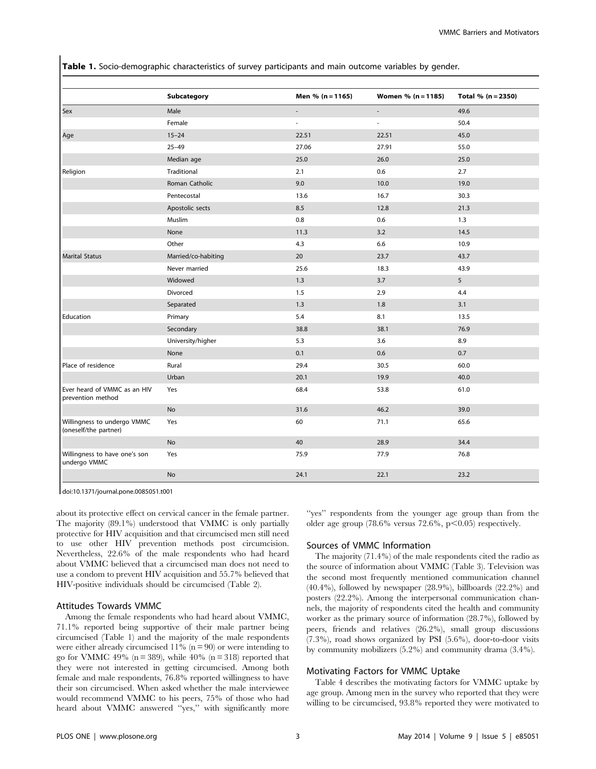**Table 1.** Socio-demographic characteristics of survey participants and main outcome variables by gender.

| | Subcategory | Men % (n = 1165) | Women % (n = 1185) | Total % (n = 2350) |
|---|---|---|---|---|
| Sex | Male | - | - | 49.6 |
| | Female | - | - | 50.4 |
| Age | 15–24 | 22.51 | 22.51 | 45.0 |
| | 25–49 | 27.06 | 27.91 | 55.0 |
| | Median age | 25.0 | 26.0 | 25.0 |
| Religion | Traditional | 2.1 | 0.6 | 2.7 |
| | Roman Catholic | 9.0 | 10.0 | 19.0 |
| | Pentecostal | 13.6 | 16.7 | 30.3 |
| | Apostolic sects | 8.5 | 12.8 | 21.3 |
| | Muslim | 0.8 | 0.6 | 1.3 |
| | None | 11.3 | 3.2 | 14.5 |
| | Other | 4.3 | 6.6 | 10.9 |
| Marital Status | Married/co-habiting | 20 | 23.7 | 43.7 |
| | Never married | 25.6 | 18.3 | 43.9 |
| | Widowed | 1.3 | 3.7 | 5 |
| | Divorced | 1.5 | 2.9 | 4.4 |
| | Separated | 1.3 | 1.8 | 3.1 |
| Education | Primary | 5.4 | 8.1 | 13.5 |
| | Secondary | 38.8 | 38.1 | 76.9 |
| | University/higher | 5.3 | 3.6 | 8.9 |
| | None | 0.1 | 0.6 | 0.7 |
| Place of residence | Rural | 29.4 | 30.5 | 60.0 |
| | Urban | 20.1 | 19.9 | 40.0 |
| Ever heard of VMMC as an HIV prevention method | Yes | 68.4 | 53.8 | 61.0 |
| | No | 31.6 | 46.2 | 39.0 |
| Willingness to undergo VMMC (oneself/the partner) | Yes | 60 | 71.1 | 65.6 |
| | No | 40 | 28.9 | 34.4 |
| Willingness to have one's son undergo VMMC | Yes | 75.9 | 77.9 | 76.8 |
| | No | 24.1 | 22.1 | 23.2 |

doi:10.1371/journal.pone.0085051.t001

about its protective effect on cervical cancer in the female partner. The majority (89.1%) understood that VMMC is only partially protective for HIV acquisition and that circumcised men still need to use other HIV prevention methods post circumcision. Nevertheless, 22.6% of the male respondents who had heard about VMMC believed that a circumcised man does not need to use a condom to prevent HIV acquisition and 55.7% believed that HIV-positive individuals should be circumcised (Table 2).

### Attitudes Towards VMMC

Among the female respondents who had heard about VMMC, 71.1% reported being supportive of their male partner being circumcised (Table 1) and the majority of the male respondents were either already circumcised 11% (n = 90) or were intending to go for VMMC 49% (n = 389), while 40% (n = 318) reported that they were not interested in getting circumcised. Among both female and male respondents, 76.8% reported willingness to have their son circumcised. When asked whether the male interviewee would recommend VMMC to his peers, 75% of those who had heard about VMMC answered "yes," with significantly more "yes" respondents from the younger age group than from the older age group (78.6% versus 72.6%, $p<0.05$) respectively.

### Sources of VMMC Information

The majority (71.4%) of the male respondents cited the radio as the source of information about VMMC (Table 3). Television was the second most frequently mentioned communication channel (40.4%), followed by newspaper (28.9%), billboards (22.2%) and posters (22.2%). Among the interpersonal communication channels, the majority of respondents cited the health and community worker as the primary source of information (28.7%), followed by peers, friends and relatives (26.2%), small group discussions (7.3%), road shows organized by PSI (5.6%), door-to-door visits by community mobilizers (5.2%) and community drama (3.4%).

### Motivating Factors for VMMC Uptake

Table 4 describes the motivating factors for VMMC uptake by age group. Among men in the survey who reported that they were willing to be circumcised, 93.8% reported they were motivated to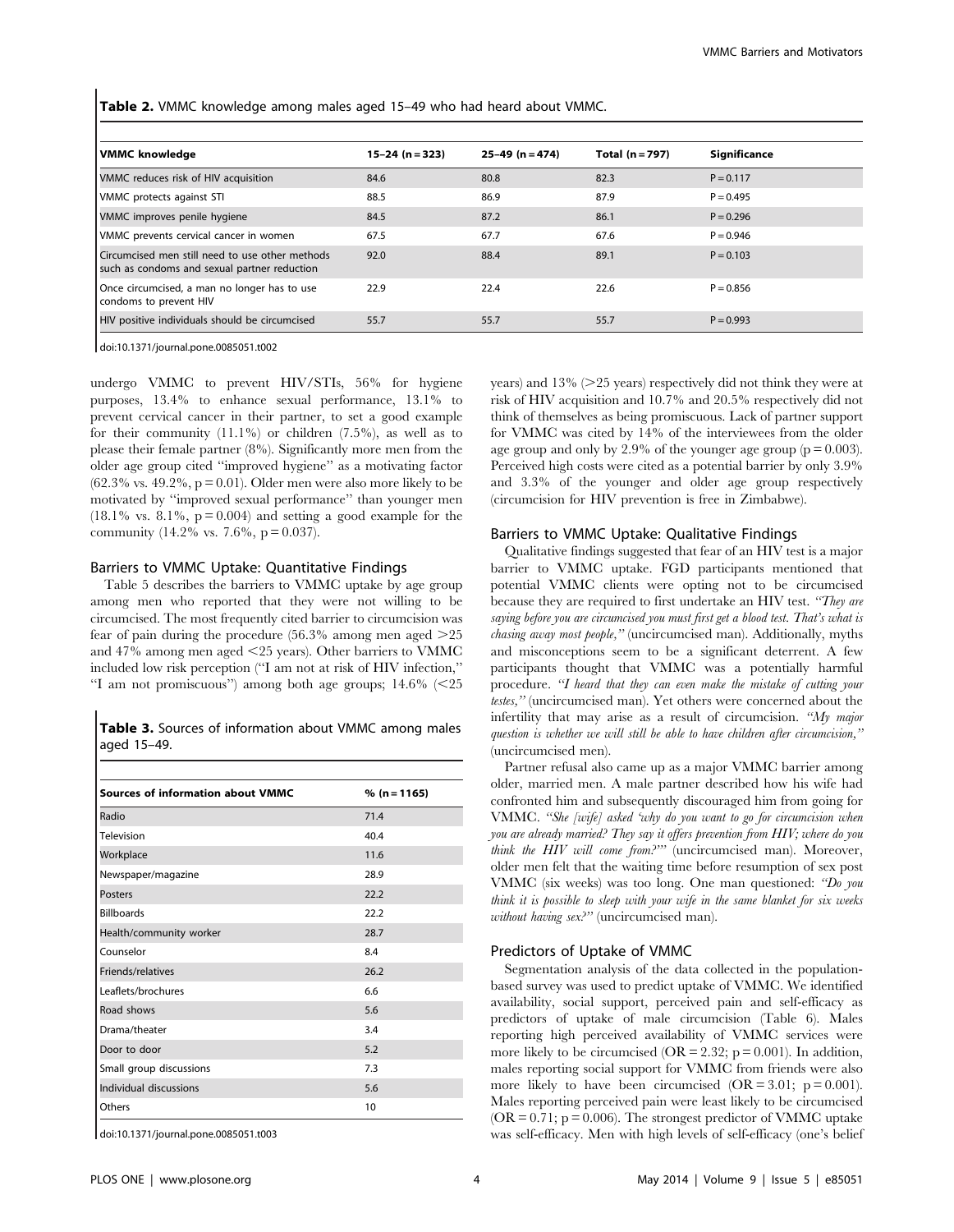**Table 2.** VMMC knowledge among males aged 15–49 who had heard about VMMC.

| VMMC knowledge | 15–24 (n = 323) | 25–49 (n = 474) | Total (n = 797) | Significance |
|---|---|---|---|---|
| VMMC reduces risk of HIV acquisition | 84.6 | 80.8 | 82.3 | P = 0.117 |
| VMMC protects against STI | 88.5 | 86.9 | 87.9 | P = 0.495 |
| VMMC improves penile hygiene | 84.5 | 87.2 | 86.1 | P = 0.296 |
| VMMC prevents cervical cancer in women | 67.5 | 67.7 | 67.6 | P = 0.946 |
| Circumcised men still need to use other methods such as condoms and sexual partner reduction | 92.0 | 88.4 | 89.1 | P = 0.103 |
| Once circumcised, a man no longer has to use condoms to prevent HIV | 22.9 | 22.4 | 22.6 | P = 0.856 |
| HIV positive individuals should be circumcised | 55.7 | 55.7 | 55.7 | P = 0.993 |

doi:10.1371/journal.pone.0085051.t002

undergo VMMC to prevent HIV/STIs, 56% for hygiene purposes, 13.4% to enhance sexual performance, 13.1% to prevent cervical cancer in their partner, to set a good example for their community (11.1%) or children (7.5%), as well as to please their female partner (8%). Significantly more men from the older age group cited "improved hygiene" as a motivating factor (62.3% vs. 49.2%, $p = 0.01$). Older men were also more likely to be motivated by "improved sexual performance" than younger men (18.1% vs. 8.1%, $p = 0.004$) and setting a good example for the community (14.2% vs. 7.6%, $p = 0.037$).

### Barriers to VMMC Uptake: Quantitative Findings

Table 5 describes the barriers to VMMC uptake by age group among men who reported that they were not willing to be circumcised. The most frequently cited barrier to circumcision was fear of pain during the procedure (56.3% among men aged >25 and 47% among men aged <25 years). Other barriers to VMMC included low risk perception ("I am not at risk of HIV infection," "I am not promiscuous") among both age groups; 14.6% (<25 years) and 13% (>25 years) respectively did not think they were at risk of HIV acquisition and 10.7% and 20.5% respectively did not think of themselves as being promiscuous. Lack of partner support for VMMC was cited by 14% of the interviewees from the older age group and only by 2.9% of the younger age group ($p = 0.003$). Perceived high costs were cited as a potential barrier by only 3.9% and 3.3% of the younger and older age group respectively (circumcision for HIV prevention is free in Zimbabwe).

**Table 3.** Sources of information about VMMC among males aged 15–49.

| Sources of information about VMMC | % (n = 1165) |
|---|---|
| Radio | 71.4 |
| Television | 40.4 |
| Workplace | 11.6 |
| Newspaper/magazine | 28.9 |
| Posters | 22.2 |
| Billboards | 22.2 |
| Health/community worker | 28.7 |
| Counselor | 8.4 |
| Friends/relatives | 26.2 |
| Leaflets/brochures | 6.6 |
| Road shows | 5.6 |
| Drama/theater | 3.4 |
| Door to door | 5.2 |
| Small group discussions | 7.3 |
| Individual discussions | 5.6 |
| Others | 10 |

doi:10.1371/journal.pone.0085051.t003

### Barriers to VMMC Uptake: Qualitative Findings

Qualitative findings suggested that fear of an HIV test is a major barrier to VMMC uptake. FGD participants mentioned that potential VMMC clients were opting not to be circumcised because they are required to first undertake an HIV test. *"They are saying before you are circumcised you must first get a blood test. That's what is chasing away most people,"* (uncircumcised man). Additionally, myths and misconceptions seem to be a significant deterrent. A few participants thought that VMMC was a potentially harmful procedure. *"I heard that they can even make the mistake of cutting your testes,"* (uncircumcised man). Yet others were concerned about the infertility that may arise as a result of circumcision. *"My major question is whether we will still be able to have children after circumcision,"* (uncircumcised men).

Partner refusal also came up as a major VMMC barrier among older, married men. A male partner described how his wife had confronted him and subsequently discouraged him from going for VMMC. *"She [wife] asked 'why do you want to go for circumcision when you are already married? They say it offers prevention from HIV; where do you think the HIV will come from?'"* (uncircumcised man). Moreover, older men felt that the waiting time before resumption of sex post VMMC (six weeks) was too long. One man questioned: *"Do you think it is possible to sleep with your wife in the same blanket for six weeks without having sex?"* (uncircumcised man).

### Predictors of Uptake of VMMC

Segmentation analysis of the data collected in the population-based survey was used to predict uptake of VMMC. We identified availability, social support, perceived pain and self-efficacy as predictors of uptake of male circumcision (Table 6). Males reporting high perceived availability of VMMC services were more likely to be circumcised ($OR = 2.32$; $p = 0.001$). In addition, males reporting social support for VMMC from friends were also more likely to have been circumcised ($OR = 3.01$; $p = 0.001$). Males reporting perceived pain were least likely to be circumcised ($OR = 0.71$; $p = 0.006$). The strongest predictor of VMMC uptake was self-efficacy. Men with high levels of self-efficacy (one's belief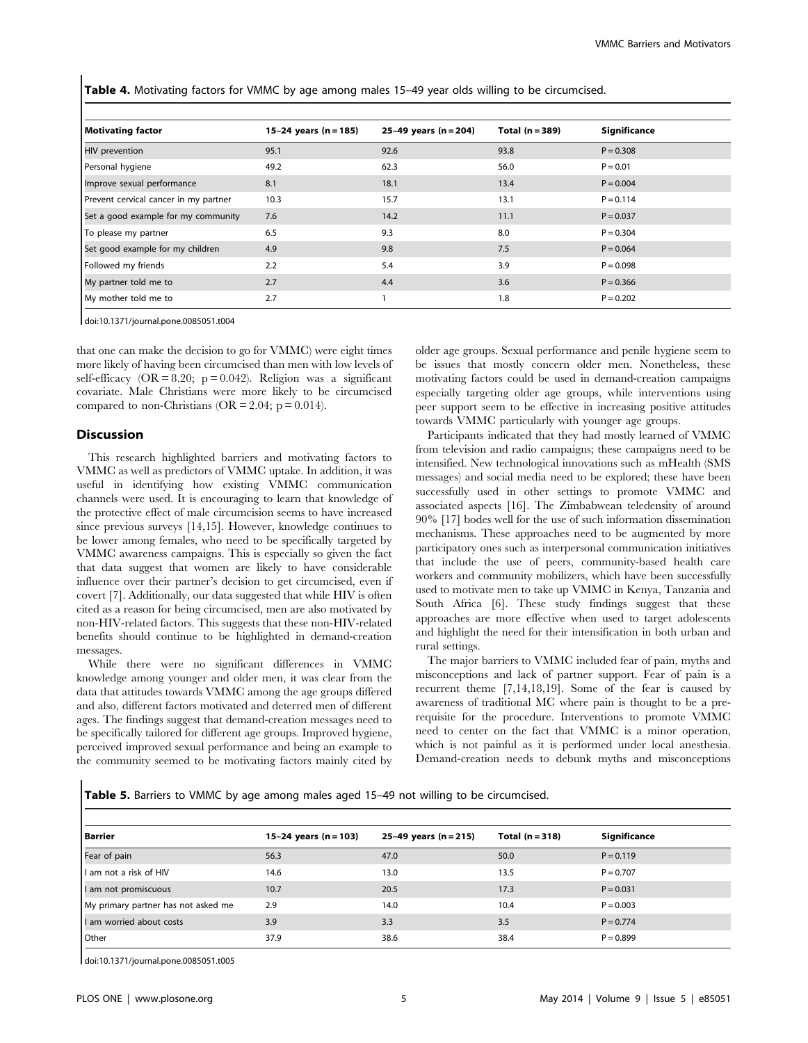**Table 4.** Motivating factors for VMMC by age among males 15–49 year olds willing to be circumcised.

| Motivating factor | 15–24 years (n = 185) | 25–49 years (n = 204) | Total (n = 389) | Significance |
|---|---|---|---|---|
| HIV prevention | 95.1 | 92.6 | 93.8 | P = 0.308 |
| Personal hygiene | 49.2 | 62.3 | 56.0 | P = 0.01 |
| Improve sexual performance | 8.1 | 18.1 | 13.4 | P = 0.004 |
| Prevent cervical cancer in my partner | 10.3 | 15.7 | 13.1 | P = 0.114 |
| Set a good example for my community | 7.6 | 14.2 | 11.1 | P = 0.037 |
| To please my partner | 6.5 | 9.3 | 8.0 | P = 0.304 |
| Set good example for my children | 4.9 | 9.8 | 7.5 | P = 0.064 |
| Followed my friends | 2.2 | 5.4 | 3.9 | P = 0.098 |
| My partner told me to | 2.7 | 4.4 | 3.6 | P = 0.366 |
| My mother told me to | 2.7 | 1 | 1.8 | P = 0.202 |

doi:10.1371/journal.pone.0085051.t004

that one can make the decision to go for VMMC) were eight times more likely of having been circumcised than men with low levels of self-efficacy (OR = 8.20; p = 0.042). Religion was a significant covariate. Male Christians were more likely to be circumcised compared to non-Christians (OR = 2.04; p = 0.014).

## Discussion

This research highlighted barriers and motivating factors to VMMC as well as predictors of VMMC uptake. In addition, it was useful in identifying how existing VMMC communication channels were used. It is encouraging to learn that knowledge of the protective effect of male circumcision seems to have increased since previous surveys [14,15]. However, knowledge continues to be lower among females, who need to be specifically targeted by VMMC awareness campaigns. This is especially so given the fact that data suggest that women are likely to have considerable influence over their partner's decision to get circumcised, even if covert [7]. Additionally, our data suggested that while HIV is often cited as a reason for being circumcised, men are also motivated by non-HIV-related factors. This suggests that these non-HIV-related benefits should continue to be highlighted in demand-creation messages.

While there were no significant differences in VMMC knowledge among younger and older men, it was clear from the data that attitudes towards VMMC among the age groups differed and also, different factors motivated and deterred men of different ages. The findings suggest that demand-creation messages need to be specifically tailored for different age groups. Improved hygiene, perceived improved sexual performance and being an example to the community seemed to be motivating factors mainly cited by older age groups. Sexual performance and penile hygiene seem to be issues that mostly concern older men. Nonetheless, these motivating factors could be used in demand-creation campaigns especially targeting older age groups, while interventions using peer support seem to be effective in increasing positive attitudes towards VMMC particularly with younger age groups.

Participants indicated that they had mostly learned of VMMC from television and radio campaigns; these campaigns need to be intensified. New technological innovations such as mHealth (SMS messages) and social media need to be explored; these have been successfully used in other settings to promote VMMC and associated aspects [16]. The Zimbabwean teledensity of around 90% [17] bodes well for the use of such information dissemination mechanisms. These approaches need to be augmented by more participatory ones such as interpersonal communication initiatives that include the use of peers, community-based health care workers and community mobilizers, which have been successfully used to motivate men to take up VMMC in Kenya, Tanzania and South Africa [6]. These study findings suggest that these approaches are more effective when used to target adolescents and highlight the need for their intensification in both urban and rural settings.

The major barriers to VMMC included fear of pain, myths and misconceptions and lack of partner support. Fear of pain is a recurrent theme [7,14,18,19]. Some of the fear is caused by awareness of traditional MC where pain is thought to be a pre-requisite for the procedure. Interventions to promote VMMC need to center on the fact that VMMC is a minor operation, which is not painful as it is performed under local anesthesia. Demand-creation needs to debunk myths and misconceptions

**Table 5.** Barriers to VMMC by age among males aged 15–49 not willing to be circumcised.

| Barrier | 15–24 years (n = 103) | 25–49 years (n = 215) | Total (n = 318) | Significance |
|---|---|---|---|---|
| Fear of pain | 56.3 | 47.0 | 50.0 | P = 0.119 |
| I am not a risk of HIV | 14.6 | 13.0 | 13.5 | P = 0.707 |
| I am not promiscuous | 10.7 | 20.5 | 17.3 | P = 0.031 |
| My primary partner has not asked me | 2.9 | 14.0 | 10.4 | P = 0.003 |
| I am worried about costs | 3.9 | 3.3 | 3.5 | P = 0.774 |
| Other | 37.9 | 38.6 | 38.4 | P = 0.899 |

doi:10.1371/journal.pone.0085051.t005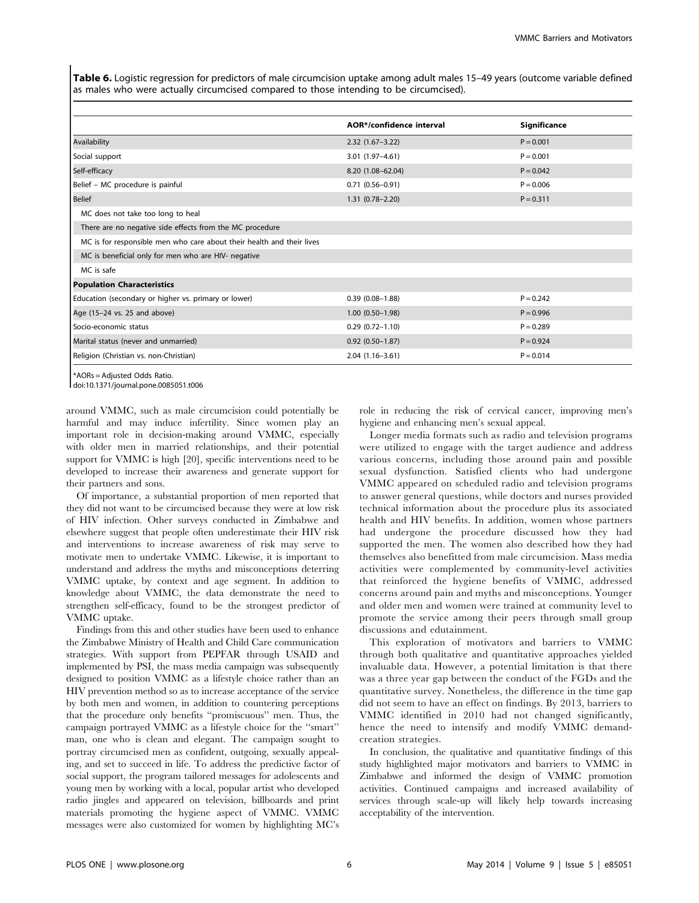**Table 6.** Logistic regression for predictors of male circumcision uptake among adult males 15–49 years (outcome variable defined as males who were actually circumcised compared to those intending to be circumcised).

| | AOR*/confidence interval | Significance |
|---|---|---|
| Availability | 2.32 (1.67–3.22) | P = 0.001 |
| Social support | 3.01 (1.97–4.61) | P = 0.001 |
| Self-efficacy | 8.20 (1.08–62.04) | P = 0.042 |
| Belief – MC procedure is painful | 0.71 (0.56–0.91) | P = 0.006 |
| Belief | 1.31 (0.78–2.20) | P = 0.311 |
| MC does not take too long to heal | | |
| There are no negative side effects from the MC procedure | | |
| MC is for responsible men who care about their health and their lives | | |
| MC is beneficial only for men who are HIV- negative | | |
| MC is safe | | |
| **Population Characteristics** | | |
| Education (secondary or higher vs. primary or lower) | 0.39 (0.08–1.88) | P = 0.242 |
| Age (15–24 vs. 25 and above) | 1.00 (0.50–1.98) | P = 0.996 |
| Socio-economic status | 0.29 (0.72–1.10) | P = 0.289 |
| Marital status (never and unmarried) | 0.92 (0.50–1.87) | P = 0.924 |
| Religion (Christian vs. non-Christian) | 2.04 (1.16–3.61) | P = 0.014 |

*AORs = Adjusted Odds Ratio.
doi:10.1371/journal.pone.0085051.t006

around VMMC, such as male circumcision could potentially be harmful and may induce infertility. Since women play an important role in decision-making around VMMC, especially with older men in married relationships, and their potential support for VMMC is high [20], specific interventions need to be developed to increase their awareness and generate support for their partners and sons.

Of importance, a substantial proportion of men reported that they did not want to be circumcised because they were at low risk of HIV infection. Other surveys conducted in Zimbabwe and elsewhere suggest that people often underestimate their HIV risk and interventions to increase awareness of risk may serve to motivate men to undertake VMMC. Likewise, it is important to understand and address the myths and misconceptions deterring VMMC uptake, by context and age segment. In addition to knowledge about VMMC, the data demonstrate the need to strengthen self-efficacy, found to be the strongest predictor of VMMC uptake.

Findings from this and other studies have been used to enhance the Zimbabwe Ministry of Health and Child Care communication strategies. With support from PEPFAR through USAID and implemented by PSI, the mass media campaign was subsequently designed to position VMMC as a lifestyle choice rather than an HIV prevention method so as to increase acceptance of the service by both men and women, in addition to countering perceptions that the procedure only benefits "promiscuous" men. Thus, the campaign portrayed VMMC as a lifestyle choice for the "smart" man, one who is clean and elegant. The campaign sought to portray circumcised men as confident, outgoing, sexually appealing, and set to succeed in life. To address the predictive factor of social support, the program tailored messages for adolescents and young men by working with a local, popular artist who developed radio jingles and appeared on television, billboards and print materials promoting the hygiene aspect of VMMC. VMMC messages were also customized for women by highlighting MC's role in reducing the risk of cervical cancer, improving men's hygiene and enhancing men's sexual appeal.

Longer media formats such as radio and television programs were utilized to engage with the target audience and address various concerns, including those around pain and possible sexual dysfunction. Satisfied clients who had undergone VMMC appeared on scheduled radio and television programs to answer general questions, while doctors and nurses provided technical information about the procedure plus its associated health and HIV benefits. In addition, women whose partners had undergone the procedure discussed how they had supported the men. The women also described how they had themselves also benefitted from male circumcision. Mass media activities were complemented by community-level activities that reinforced the hygiene benefits of VMMC, addressed concerns around pain and myths and misconceptions. Younger and older men and women were trained at community level to promote the service among their peers through small group discussions and edutainment.

This exploration of motivators and barriers to VMMC through both qualitative and quantitative approaches yielded invaluable data. However, a potential limitation is that there was a three year gap between the conduct of the FGDs and the quantitative survey. Nonetheless, the difference in the time gap did not seem to have an effect on findings. By 2013, barriers to VMMC identified in 2010 had not changed significantly, hence the need to intensify and modify VMMC demand-creation strategies.

In conclusion, the qualitative and quantitative findings of this study highlighted major motivators and barriers to VMMC in Zimbabwe and informed the design of VMMC promotion activities. Continued campaigns and increased availability of services through scale-up will likely help towards increasing acceptability of the intervention.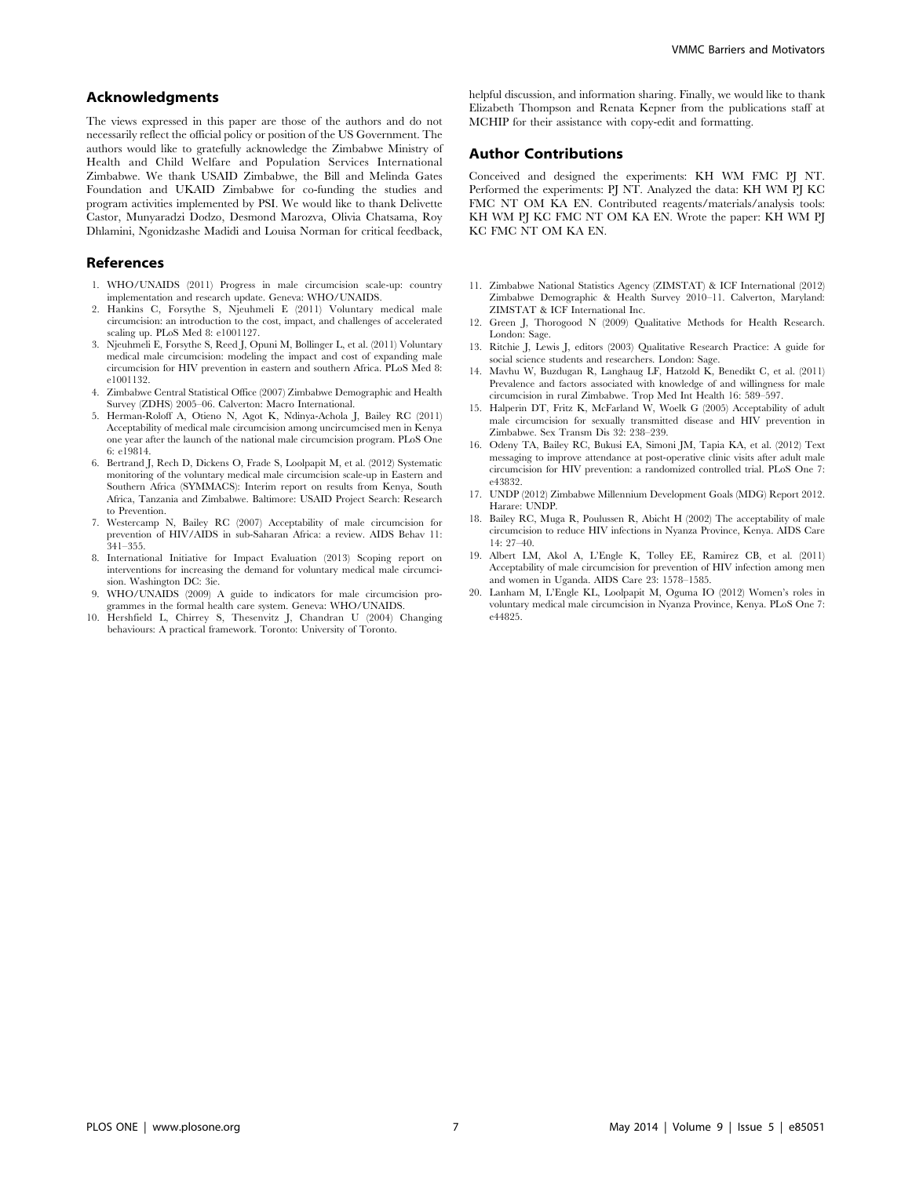## Acknowledgments

The views expressed in this paper are those of the authors and do not necessarily reflect the official policy or position of the US Government. The authors would like to gratefully acknowledge the Zimbabwe Ministry of Health and Child Welfare and Population Services International Zimbabwe. We thank USAID Zimbabwe, the Bill and Melinda Gates Foundation and UKAID Zimbabwe for co-funding the studies and program activities implemented by PSI. We would like to thank Delivette Castor, Munyaradzi Dodzo, Desmond Marozva, Olivia Chatsama, Roy Dhlamini, Ngonidzashe Madidi and Louisa Norman for critical feedback, helpful discussion, and information sharing. Finally, we would like to thank Elizabeth Thompson and Renata Kepner from the publications staff at MCHIP for their assistance with copy-edit and formatting.

## Author Contributions

Conceived and designed the experiments: KH WM FMC PJ NT. Performed the experiments: PJ NT. Analyzed the data: KH WM PJ KC FMC NT OM KA EN. Contributed reagents/materials/analysis tools: KH WM PJ KC FMC NT OM KA EN. Wrote the paper: KH WM PJ KC FMC NT OM KA EN.

## References

1. WHO/UNAIDS (2011) Progress in male circumcision scale-up: country implementation and research update. Geneva: WHO/UNAIDS.
2. Hankins C, Forsythe S, Njeuhmeli E (2011) Voluntary medical male circumcision: an introduction to the cost, impact, and challenges of accelerated scaling up. PLoS Med 8: e1001127.
3. Njeuhmeli E, Forsythe S, Reed J, Opuni M, Bollinger L, et al. (2011) Voluntary medical male circumcision: modeling the impact and cost of expanding male circumcision for HIV prevention in eastern and southern Africa. PLoS Med 8: e1001132.
4. Zimbabwe Central Statistical Office (2007) Zimbabwe Demographic and Health Survey (ZDHS) 2005–06. Calverton: Macro International.
5. Herman-Roloff A, Otieno N, Agot K, Ndinya-Achola J, Bailey RC (2011) Acceptability of medical male circumcision among uncircumcised men in Kenya one year after the launch of the national male circumcision program. PLoS One 6: e19814.
6. Bertrand J, Rech D, Dickens O, Frade S, Loolpapit M, et al. (2012) Systematic monitoring of the voluntary medical male circumcision scale-up in Eastern and Southern Africa (SYMMACS): Interim report on results from Kenya, South Africa, Tanzania and Zimbabwe. Baltimore: USAID Project Search: Research to Prevention.
7. Westercamp N, Bailey RC (2007) Acceptability of male circumcision for prevention of HIV/AIDS in sub-Saharan Africa: a review. AIDS Behav 11: 341–355.
8. International Initiative for Impact Evaluation (2013) Scoping report on interventions for increasing the demand for voluntary medical male circumcision. Washington DC: 3ie.
9. WHO/UNAIDS (2009) A guide to indicators for male circumcision programmes in the formal health care system. Geneva: WHO/UNAIDS.
10. Hershfield L, Chirrey S, Thesenvitz J, Chandran U (2004) Changing behaviours: A practical framework. Toronto: University of Toronto.
11. Zimbabwe National Statistics Agency (ZIMSTAT) & ICF International (2012) Zimbabwe Demographic & Health Survey 2010–11. Calverton, Maryland: ZIMSTAT & ICF International Inc.
12. Green J, Thorogood N (2009) Qualitative Methods for Health Research. London: Sage.
13. Ritchie J, Lewis J, editors (2003) Qualitative Research Practice: A guide for social science students and researchers. London: Sage.
14. Mavhu W, Buzdugan R, Langhaug LF, Hatzold K, Benedikt C, et al. (2011) Prevalence and factors associated with knowledge of and willingness for male circumcision in rural Zimbabwe. Trop Med Int Health 16: 589–597.
15. Halperin DT, Fritz K, McFarland W, Woelk G (2005) Acceptability of adult male circumcision for sexually transmitted disease and HIV prevention in Zimbabwe. Sex Transm Dis 32: 238–239.
16. Odeny TA, Bailey RC, Bukusi EA, Simoni JM, Tapia KA, et al. (2012) Text messaging to improve attendance at post-operative clinic visits after adult male circumcision for HIV prevention: a randomized controlled trial. PLoS One 7: e43832.
17. UNDP (2012) Zimbabwe Millennium Development Goals (MDG) Report 2012. Harare: UNDP.
18. Bailey RC, Muga R, Poulussen R, Abicht H (2002) The acceptability of male circumcision to reduce HIV infections in Nyanza Province, Kenya. AIDS Care 14: 27–40.
19. Albert LM, Akol A, L'Engle K, Tolley EE, Ramirez CB, et al. (2011) Acceptability of male circumcision for prevention of HIV infection among men and women in Uganda. AIDS Care 23: 1578–1585.
20. Lanham M, L'Engle KL, Loolpapit M, Oguma IO (2012) Women's roles in voluntary medical male circumcision in Nyanza Province, Kenya. PLoS One 7: e44825.